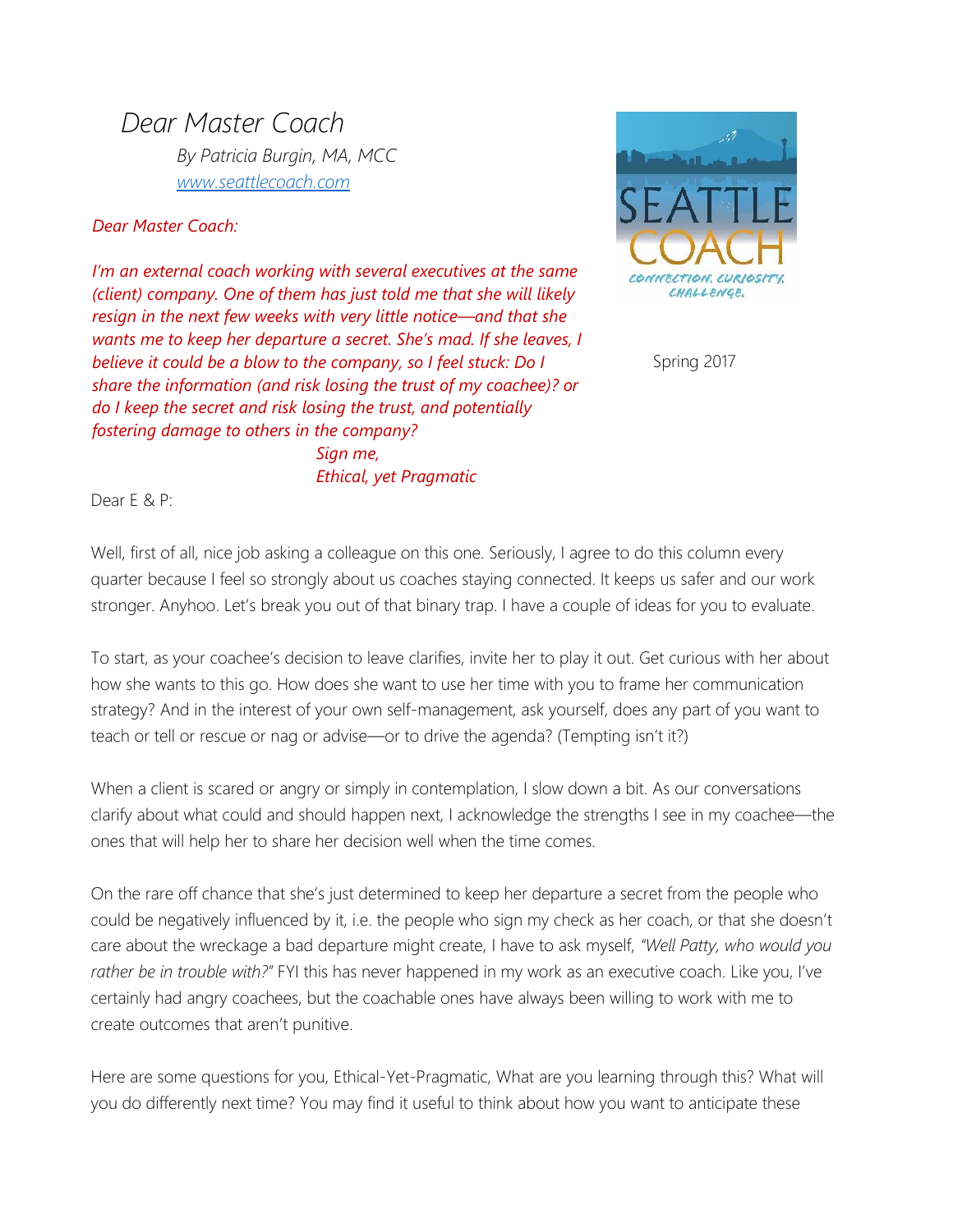# *Dear Master Coach*

*By Patricia Burgin, MA, MCC*
*[www.seattlecoach.com](http://www.seattlecoach.com)*

SEATTLE COACH
*CONNECTION, CURIOSITY, CHALLENGE.*

Spring 2017

*Dear Master Coach:*

*I'm an external coach working with several executives at the same (client) company. One of them has just told me that she will likely resign in the next few weeks with very little notice—and that she wants me to keep her departure a secret. She's mad. If she leaves, I believe it could be a blow to the company, so I feel stuck: Do I share the information (and risk losing the trust of my coachee)? or do I keep the secret and risk losing the trust, and potentially fostering damage to others in the company?*

*Sign me,*
*Ethical, yet Pragmatic*

Dear E & P:

Well, first of all, nice job asking a colleague on this one. Seriously, I agree to do this column every quarter because I feel so strongly about us coaches staying connected. It keeps us safer and our work stronger. Anyhoo. Let's break you out of that binary trap. I have a couple of ideas for you to evaluate.

To start, as your coachee's decision to leave clarifies, invite her to play it out. Get curious with her about how she wants to this go. How does she want to use her time with you to frame her communication strategy? And in the interest of your own self-management, ask yourself, does any part of you want to teach or tell or rescue or nag or advise—or to drive the agenda? (Tempting isn't it?)

When a client is scared or angry or simply in contemplation, I slow down a bit. As our conversations clarify about what could and should happen next, I acknowledge the strengths I see in my coachee—the ones that will help her to share her decision well when the time comes.

On the rare off chance that she's just determined to keep her departure a secret from the people who could be negatively influenced by it, i.e. the people who sign my check as her coach, or that she doesn't care about the wreckage a bad departure might create, I have to ask myself, *"Well Patty, who would you rather be in trouble with?"* FYI this has never happened in my work as an executive coach. Like you, I've certainly had angry coachees, but the coachable ones have always been willing to work with me to create outcomes that aren't punitive.

Here are some questions for you, Ethical-Yet-Pragmatic, What are you learning through this? What will you do differently next time? You may find it useful to think about how you want to anticipate these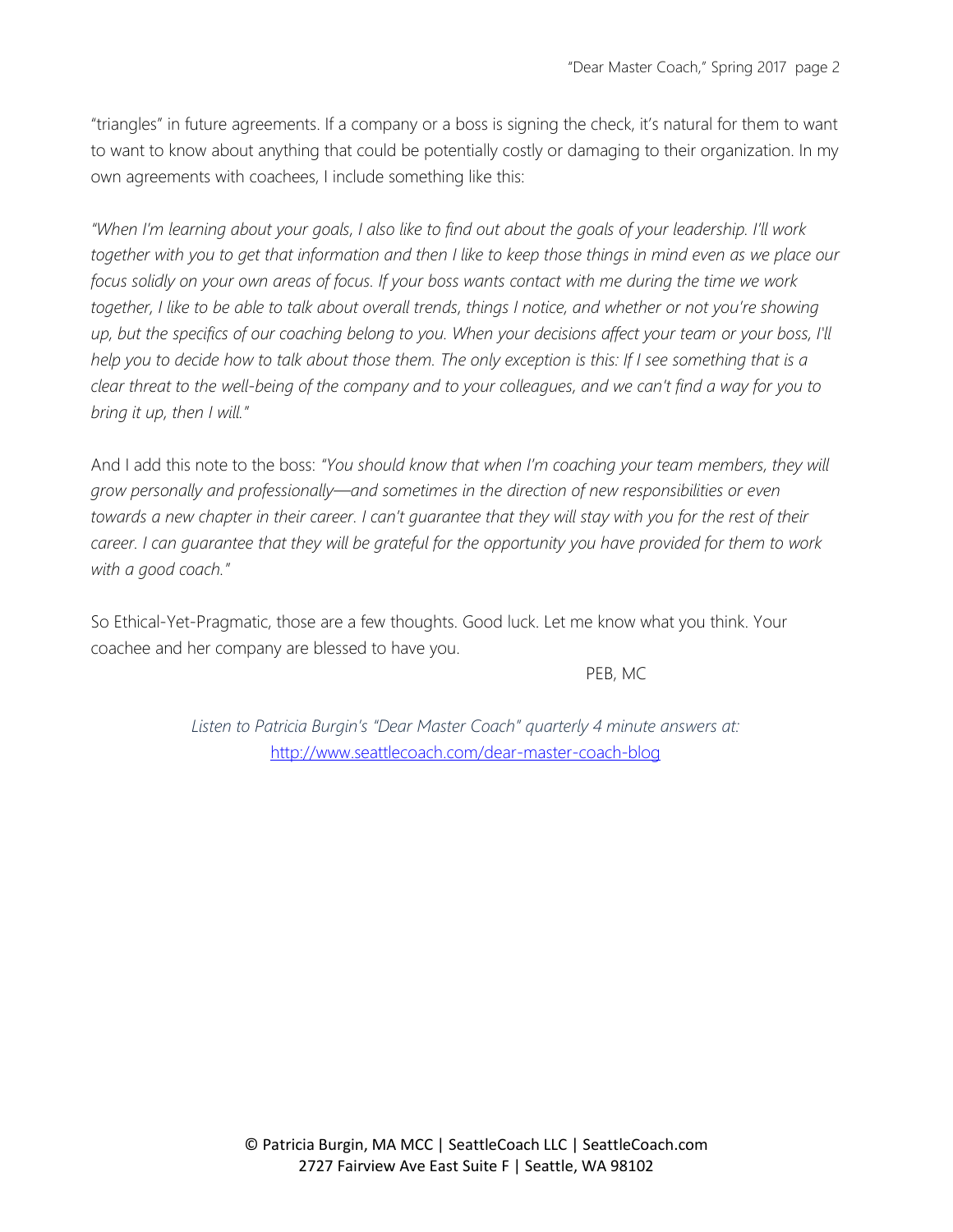"triangles" in future agreements. If a company or a boss is signing the check, it's natural for them to want to want to know about anything that could be potentially costly or damaging to their organization. In my own agreements with coachees, I include something like this:

*"When I'm learning about your goals, I also like to find out about the goals of your leadership. I'll work together with you to get that information and then I like to keep those things in mind even as we place our focus solidly on your own areas of focus. If your boss wants contact with me during the time we work together, I like to be able to talk about overall trends, things I notice, and whether or not you're showing up, but the specifics of our coaching belong to you. When your decisions affect your team or your boss, I'll help you to decide how to talk about those them. The only exception is this: If I see something that is a clear threat to the well-being of the company and to your colleagues, and we can't find a way for you to bring it up, then I will."*

And I add this note to the boss: *"You should know that when I'm coaching your team members, they will grow personally and professionally—and sometimes in the direction of new responsibilities or even towards a new chapter in their career. I can't guarantee that they will stay with you for the rest of their career. I can guarantee that they will be grateful for the opportunity you have provided for them to work with a good coach."*

So Ethical-Yet-Pragmatic, those are a few thoughts. Good luck. Let me know what you think. Your coachee and her company are blessed to have you.

PEB, MC

*Listen to Patricia Burgin's "Dear Master Coach" quarterly 4 minute answers at:* [http://www.seattlecoach.com/dear-master-coach-blog](http://www.seattlecoach.com/dear-master-coach-blog)

© Patricia Burgin, MA MCC | SeattleCoach LLC | SeattleCoach.com
2727 Fairview Ave East Suite F | Seattle, WA 98102